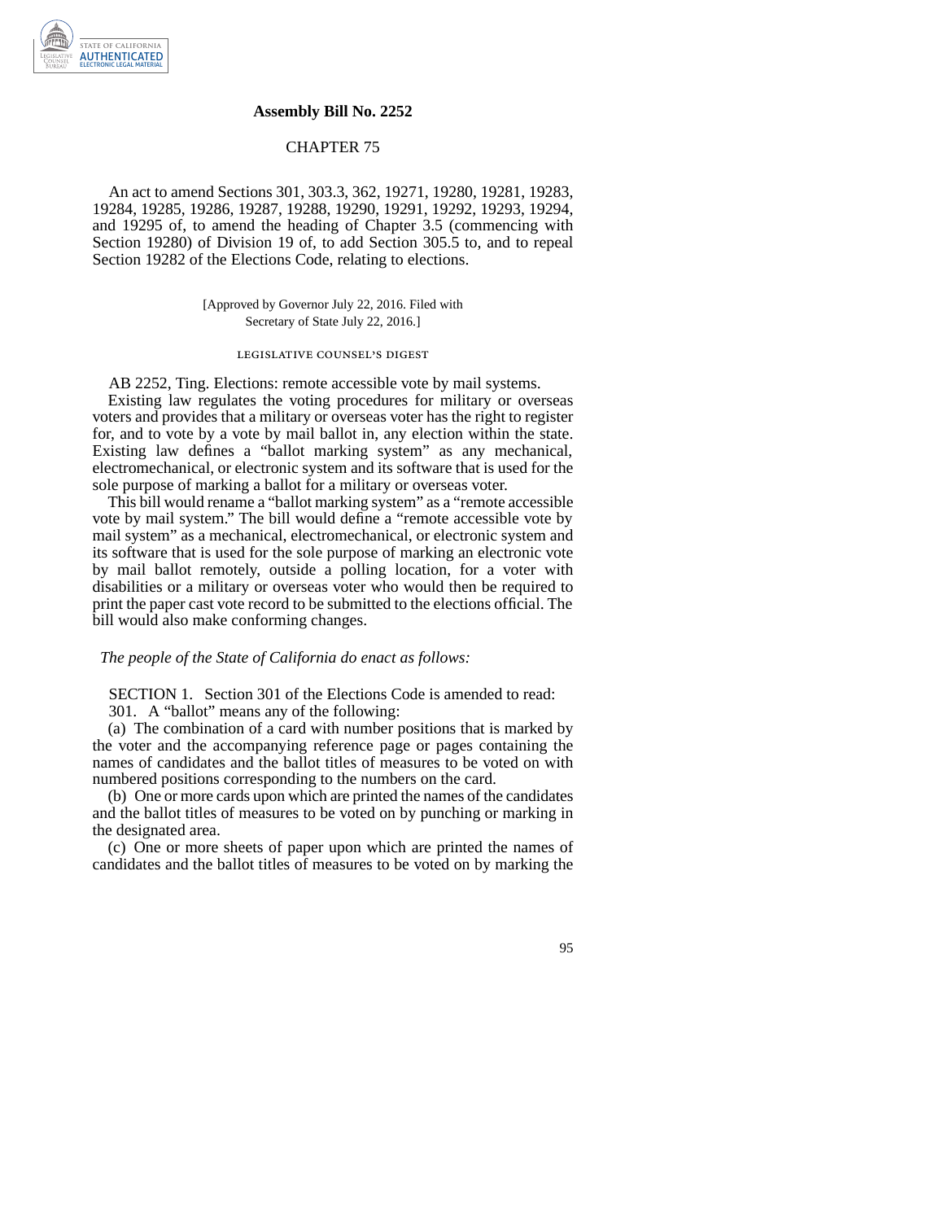## Assembly Bill No. 2252

### CHAPTER 75

An act to amend Sections 301, 303.3, 362, 19271, 19280, 19281, 19283, 19284, 19285, 19286, 19287, 19288, 19290, 19291, 19292, 19293, 19294, and 19295 of, to amend the heading of Chapter 3.5 (commencing with Section 19280) of Division 19 of, to add Section 305.5 to, and to repeal Section 19282 of the Elections Code, relating to elections.

[Approved by Governor July 22, 2016. Filed with Secretary of State July 22, 2016.]

LEGISLATIVE COUNSEL'S DIGEST

AB 2252, Ting. Elections: remote accessible vote by mail systems.

Existing law regulates the voting procedures for military or overseas voters and provides that a military or overseas voter has the right to register for, and to vote by a vote by mail ballot in, any election within the state. Existing law defines a "ballot marking system" as any mechanical, electromechanical, or electronic system and its software that is used for the sole purpose of marking a ballot for a military or overseas voter.

This bill would rename a "ballot marking system" as a "remote accessible vote by mail system." The bill would define a "remote accessible vote by mail system" as a mechanical, electromechanical, or electronic system and its software that is used for the sole purpose of marking an electronic vote by mail ballot remotely, outside a polling location, for a voter with disabilities or a military or overseas voter who would then be required to print the paper cast vote record to be submitted to the elections official. The bill would also make conforming changes.

*The people of the State of California do enact as follows:*

SECTION 1. Section 301 of the Elections Code is amended to read:

301. A "ballot" means any of the following:

(a) The combination of a card with number positions that is marked by the voter and the accompanying reference page or pages containing the names of candidates and the ballot titles of measures to be voted on with numbered positions corresponding to the numbers on the card.

(b) One or more cards upon which are printed the names of the candidates and the ballot titles of measures to be voted on by punching or marking in the designated area.

(c) One or more sheets of paper upon which are printed the names of candidates and the ballot titles of measures to be voted on by marking the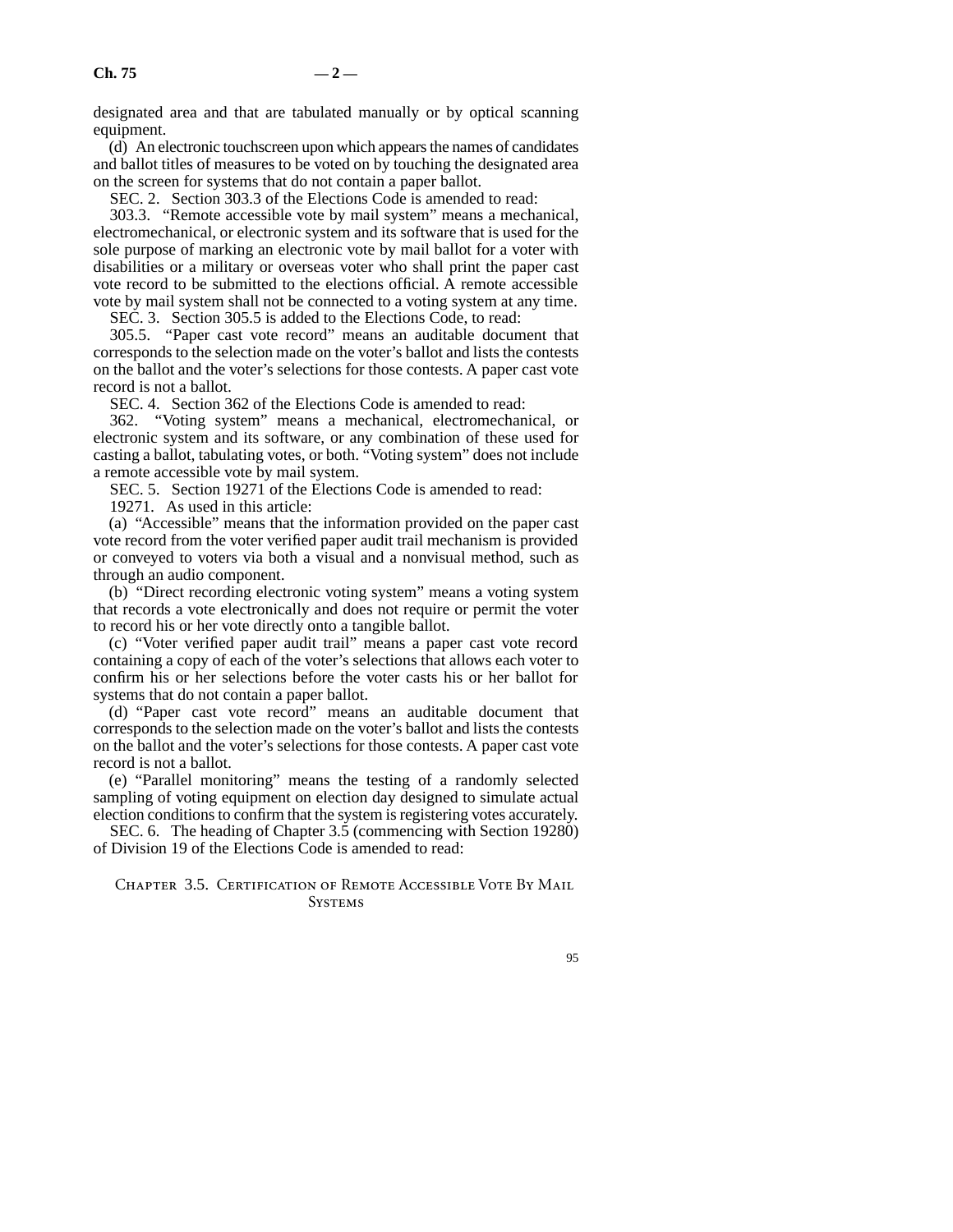designated area and that are tabulated manually or by optical scanning equipment.

(d) An electronic touchscreen upon which appears the names of candidates and ballot titles of measures to be voted on by touching the designated area on the screen for systems that do not contain a paper ballot.

SEC. 2. Section 303.3 of the Elections Code is amended to read:

303.3. "Remote accessible vote by mail system" means a mechanical, electromechanical, or electronic system and its software that is used for the sole purpose of marking an electronic vote by mail ballot for a voter with disabilities or a military or overseas voter who shall print the paper cast vote record to be submitted to the elections official. A remote accessible vote by mail system shall not be connected to a voting system at any time.

SEC. 3. Section 305.5 is added to the Elections Code, to read:

305.5. "Paper cast vote record" means an auditable document that corresponds to the selection made on the voter's ballot and lists the contests on the ballot and the voter's selections for those contests. A paper cast vote record is not a ballot.

SEC. 4. Section 362 of the Elections Code is amended to read:

362. "Voting system" means a mechanical, electromechanical, or electronic system and its software, or any combination of these used for casting a ballot, tabulating votes, or both. "Voting system" does not include a remote accessible vote by mail system.

SEC. 5. Section 19271 of the Elections Code is amended to read:

19271. As used in this article:

(a) "Accessible" means that the information provided on the paper cast vote record from the voter verified paper audit trail mechanism is provided or conveyed to voters via both a visual and a nonvisual method, such as through an audio component.

(b) "Direct recording electronic voting system" means a voting system that records a vote electronically and does not require or permit the voter to record his or her vote directly onto a tangible ballot.

(c) "Voter verified paper audit trail" means a paper cast vote record containing a copy of each of the voter's selections that allows each voter to confirm his or her selections before the voter casts his or her ballot for systems that do not contain a paper ballot.

(d) "Paper cast vote record" means an auditable document that corresponds to the selection made on the voter's ballot and lists the contests on the ballot and the voter's selections for those contests. A paper cast vote record is not a ballot.

(e) "Parallel monitoring" means the testing of a randomly selected sampling of voting equipment on election day designed to simulate actual election conditions to confirm that the system is registering votes accurately.

SEC. 6. The heading of Chapter 3.5 (commencing with Section 19280) of Division 19 of the Elections Code is amended to read:

## Chapter 3.5. Certification of Remote Accessible Vote By Mail Systems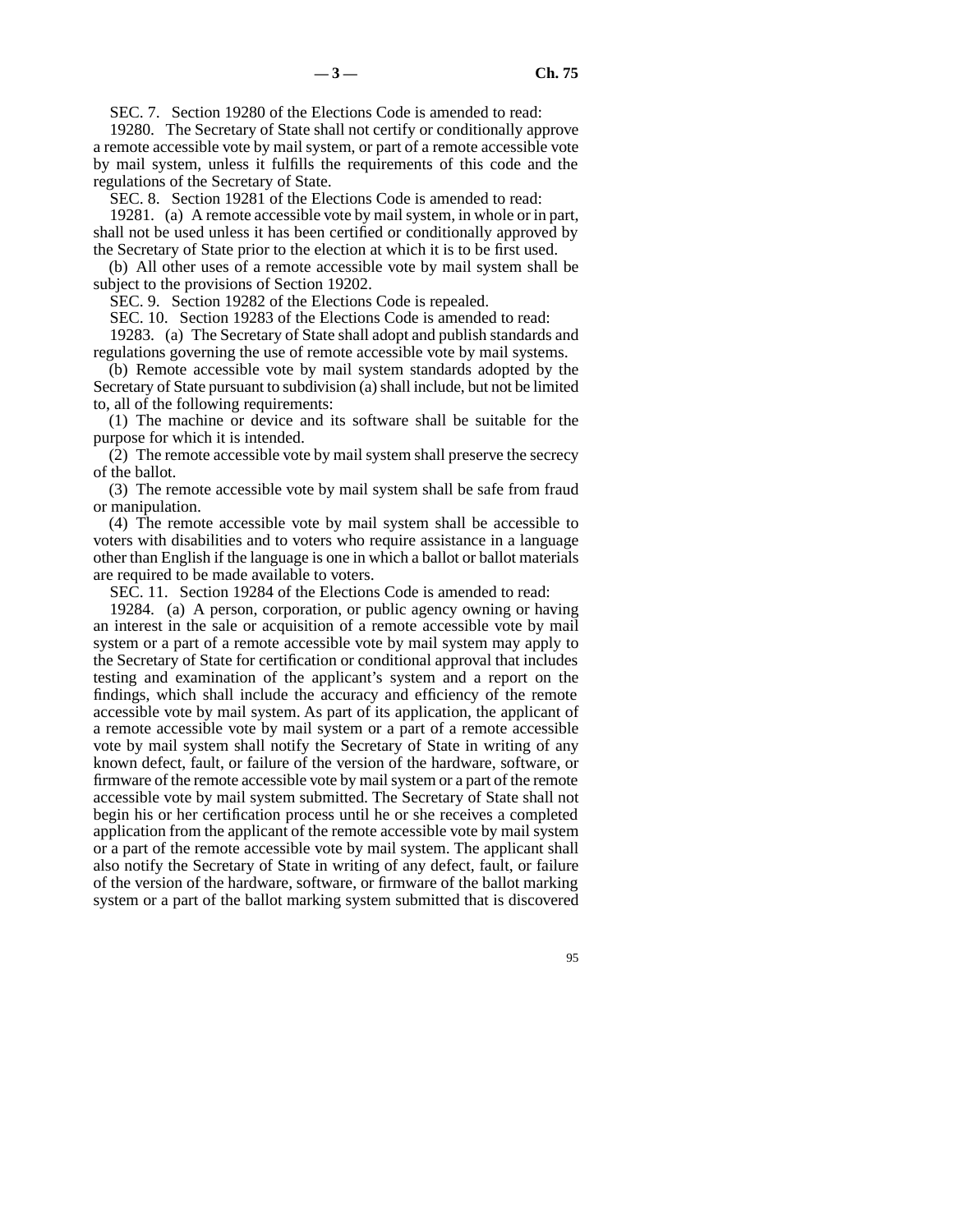SEC. 7. Section 19280 of the Elections Code is amended to read:

19280. The Secretary of State shall not certify or conditionally approve a remote accessible vote by mail system, or part of a remote accessible vote by mail system, unless it fulfills the requirements of this code and the regulations of the Secretary of State.

SEC. 8. Section 19281 of the Elections Code is amended to read:

19281. (a) A remote accessible vote by mail system, in whole or in part, shall not be used unless it has been certified or conditionally approved by the Secretary of State prior to the election at which it is to be first used.

(b) All other uses of a remote accessible vote by mail system shall be subject to the provisions of Section 19202.

SEC. 9. Section 19282 of the Elections Code is repealed.

SEC. 10. Section 19283 of the Elections Code is amended to read:

19283. (a) The Secretary of State shall adopt and publish standards and regulations governing the use of remote accessible vote by mail systems.

(b) Remote accessible vote by mail system standards adopted by the Secretary of State pursuant to subdivision (a) shall include, but not be limited to, all of the following requirements:

(1) The machine or device and its software shall be suitable for the purpose for which it is intended.

(2) The remote accessible vote by mail system shall preserve the secrecy of the ballot.

(3) The remote accessible vote by mail system shall be safe from fraud or manipulation.

(4) The remote accessible vote by mail system shall be accessible to voters with disabilities and to voters who require assistance in a language other than English if the language is one in which a ballot or ballot materials are required to be made available to voters.

SEC. 11. Section 19284 of the Elections Code is amended to read:

19284. (a) A person, corporation, or public agency owning or having an interest in the sale or acquisition of a remote accessible vote by mail system or a part of a remote accessible vote by mail system may apply to the Secretary of State for certification or conditional approval that includes testing and examination of the applicant's system and a report on the findings, which shall include the accuracy and efficiency of the remote accessible vote by mail system. As part of its application, the applicant of a remote accessible vote by mail system or a part of a remote accessible vote by mail system shall notify the Secretary of State in writing of any known defect, fault, or failure of the version of the hardware, software, or firmware of the remote accessible vote by mail system or a part of the remote accessible vote by mail system submitted. The Secretary of State shall not begin his or her certification process until he or she receives a completed application from the applicant of the remote accessible vote by mail system or a part of the remote accessible vote by mail system. The applicant shall also notify the Secretary of State in writing of any defect, fault, or failure of the version of the hardware, software, or firmware of the ballot marking system or a part of the ballot marking system submitted that is discovered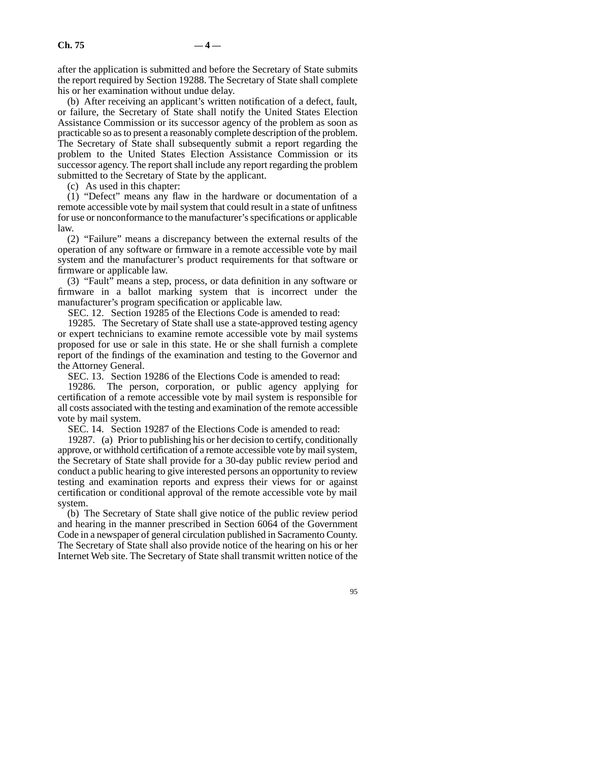after the application is submitted and before the Secretary of State submits the report required by Section 19288. The Secretary of State shall complete his or her examination without undue delay.

(b) After receiving an applicant's written notification of a defect, fault, or failure, the Secretary of State shall notify the United States Election Assistance Commission or its successor agency of the problem as soon as practicable so as to present a reasonably complete description of the problem. The Secretary of State shall subsequently submit a report regarding the problem to the United States Election Assistance Commission or its successor agency. The report shall include any report regarding the problem submitted to the Secretary of State by the applicant.

(c) As used in this chapter:

(1) "Defect" means any flaw in the hardware or documentation of a remote accessible vote by mail system that could result in a state of unfitness for use or nonconformance to the manufacturer's specifications or applicable law.

(2) "Failure" means a discrepancy between the external results of the operation of any software or firmware in a remote accessible vote by mail system and the manufacturer's product requirements for that software or firmware or applicable law.

(3) "Fault" means a step, process, or data definition in any software or firmware in a ballot marking system that is incorrect under the manufacturer's program specification or applicable law.

SEC. 12. Section 19285 of the Elections Code is amended to read:

19285. The Secretary of State shall use a state-approved testing agency or expert technicians to examine remote accessible vote by mail systems proposed for use or sale in this state. He or she shall furnish a complete report of the findings of the examination and testing to the Governor and the Attorney General.

SEC. 13. Section 19286 of the Elections Code is amended to read:

19286. The person, corporation, or public agency applying for certification of a remote accessible vote by mail system is responsible for all costs associated with the testing and examination of the remote accessible vote by mail system.

SEC. 14. Section 19287 of the Elections Code is amended to read:

19287. (a) Prior to publishing his or her decision to certify, conditionally approve, or withhold certification of a remote accessible vote by mail system, the Secretary of State shall provide for a 30-day public review period and conduct a public hearing to give interested persons an opportunity to review testing and examination reports and express their views for or against certification or conditional approval of the remote accessible vote by mail system.

(b) The Secretary of State shall give notice of the public review period and hearing in the manner prescribed in Section 6064 of the Government Code in a newspaper of general circulation published in Sacramento County. The Secretary of State shall also provide notice of the hearing on his or her Internet Web site. The Secretary of State shall transmit written notice of the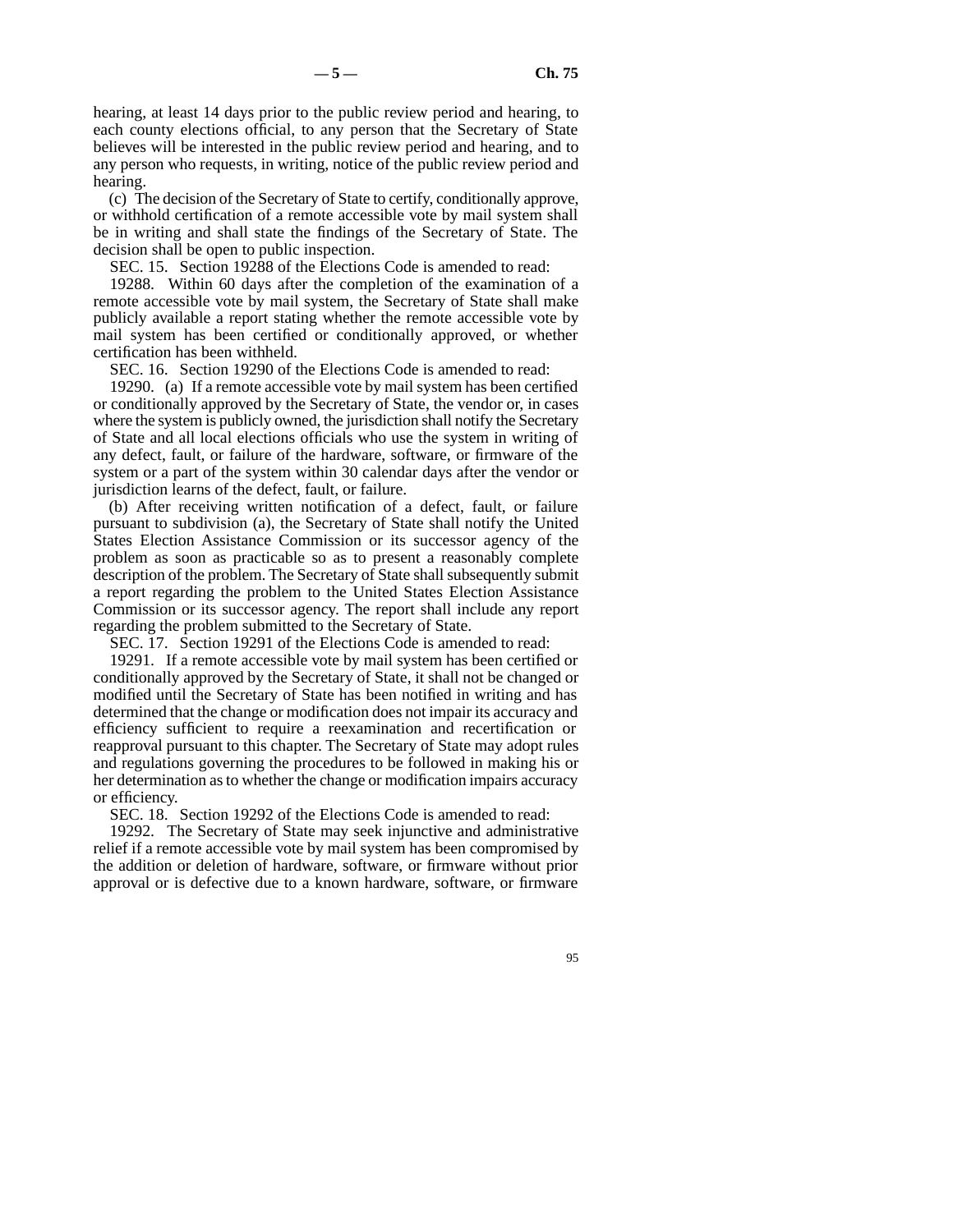hearing, at least 14 days prior to the public review period and hearing, to each county elections official, to any person that the Secretary of State believes will be interested in the public review period and hearing, and to any person who requests, in writing, notice of the public review period and hearing.

(c) The decision of the Secretary of State to certify, conditionally approve, or withhold certification of a remote accessible vote by mail system shall be in writing and shall state the findings of the Secretary of State. The decision shall be open to public inspection.

SEC. 15. Section 19288 of the Elections Code is amended to read:

19288. Within 60 days after the completion of the examination of a remote accessible vote by mail system, the Secretary of State shall make publicly available a report stating whether the remote accessible vote by mail system has been certified or conditionally approved, or whether certification has been withheld.

SEC. 16. Section 19290 of the Elections Code is amended to read:

19290. (a) If a remote accessible vote by mail system has been certified or conditionally approved by the Secretary of State, the vendor or, in cases where the system is publicly owned, the jurisdiction shall notify the Secretary of State and all local elections officials who use the system in writing of any defect, fault, or failure of the hardware, software, or firmware of the system or a part of the system within 30 calendar days after the vendor or jurisdiction learns of the defect, fault, or failure.

(b) After receiving written notification of a defect, fault, or failure pursuant to subdivision (a), the Secretary of State shall notify the United States Election Assistance Commission or its successor agency of the problem as soon as practicable so as to present a reasonably complete description of the problem. The Secretary of State shall subsequently submit a report regarding the problem to the United States Election Assistance Commission or its successor agency. The report shall include any report regarding the problem submitted to the Secretary of State.

SEC. 17. Section 19291 of the Elections Code is amended to read:

19291. If a remote accessible vote by mail system has been certified or conditionally approved by the Secretary of State, it shall not be changed or modified until the Secretary of State has been notified in writing and has determined that the change or modification does not impair its accuracy and efficiency sufficient to require a reexamination and recertification or reapproval pursuant to this chapter. The Secretary of State may adopt rules and regulations governing the procedures to be followed in making his or her determination as to whether the change or modification impairs accuracy or efficiency.

SEC. 18. Section 19292 of the Elections Code is amended to read:

19292. The Secretary of State may seek injunctive and administrative relief if a remote accessible vote by mail system has been compromised by the addition or deletion of hardware, software, or firmware without prior approval or is defective due to a known hardware, software, or firmware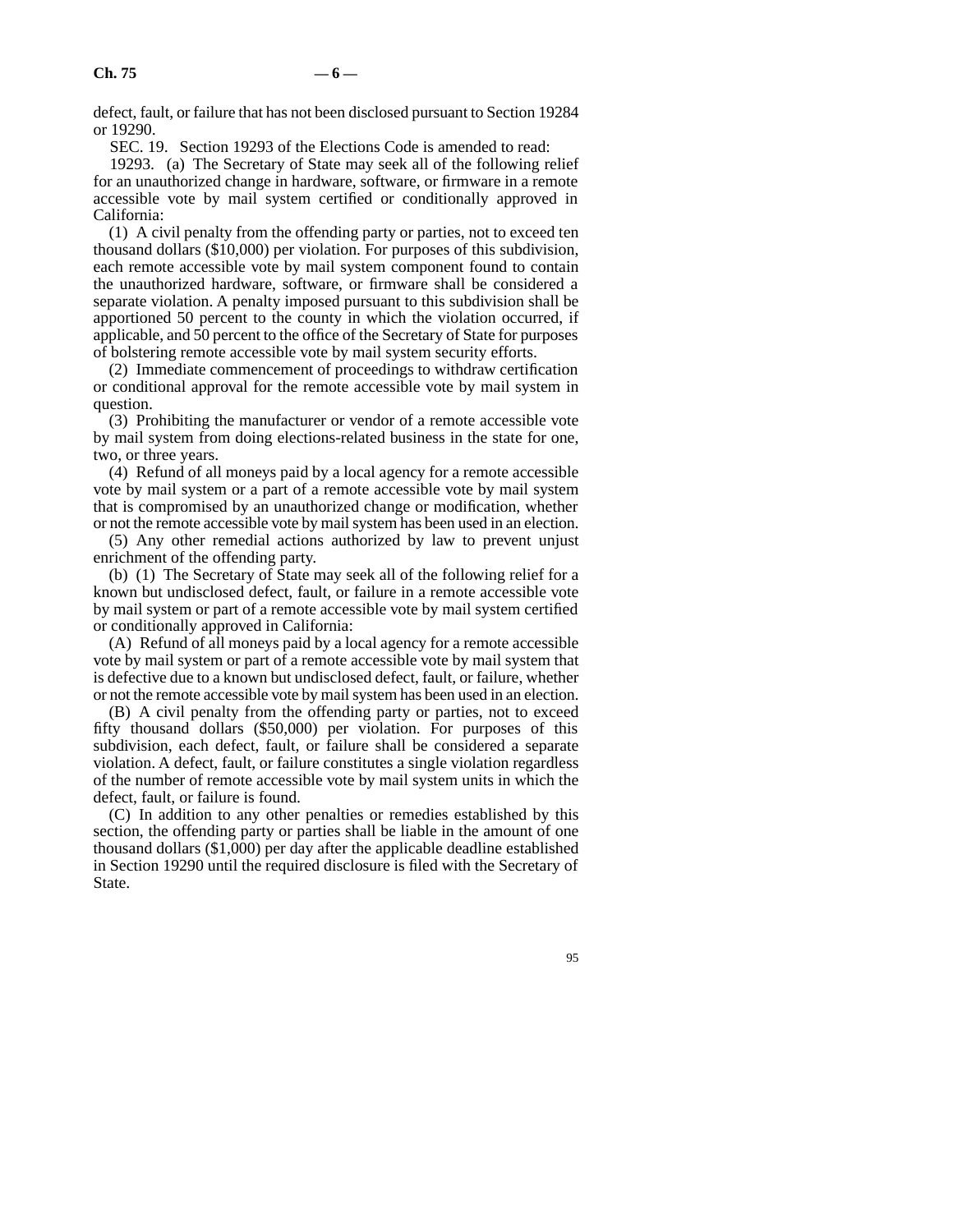defect, fault, or failure that has not been disclosed pursuant to Section 19284 or 19290.

SEC. 19. Section 19293 of the Elections Code is amended to read:

19293. (a) The Secretary of State may seek all of the following relief for an unauthorized change in hardware, software, or firmware in a remote accessible vote by mail system certified or conditionally approved in California:

(1) A civil penalty from the offending party or parties, not to exceed ten thousand dollars ($10,000) per violation. For purposes of this subdivision, each remote accessible vote by mail system component found to contain the unauthorized hardware, software, or firmware shall be considered a separate violation. A penalty imposed pursuant to this subdivision shall be apportioned 50 percent to the county in which the violation occurred, if applicable, and 50 percent to the office of the Secretary of State for purposes of bolstering remote accessible vote by mail system security efforts.

(2) Immediate commencement of proceedings to withdraw certification or conditional approval for the remote accessible vote by mail system in question.

(3) Prohibiting the manufacturer or vendor of a remote accessible vote by mail system from doing elections-related business in the state for one, two, or three years.

(4) Refund of all moneys paid by a local agency for a remote accessible vote by mail system or a part of a remote accessible vote by mail system that is compromised by an unauthorized change or modification, whether or not the remote accessible vote by mail system has been used in an election.

(5) Any other remedial actions authorized by law to prevent unjust enrichment of the offending party.

(b) (1) The Secretary of State may seek all of the following relief for a known but undisclosed defect, fault, or failure in a remote accessible vote by mail system or part of a remote accessible vote by mail system certified or conditionally approved in California:

(A) Refund of all moneys paid by a local agency for a remote accessible vote by mail system or part of a remote accessible vote by mail system that is defective due to a known but undisclosed defect, fault, or failure, whether or not the remote accessible vote by mail system has been used in an election.

(B) A civil penalty from the offending party or parties, not to exceed fifty thousand dollars ($50,000) per violation. For purposes of this subdivision, each defect, fault, or failure shall be considered a separate violation. A defect, fault, or failure constitutes a single violation regardless of the number of remote accessible vote by mail system units in which the defect, fault, or failure is found.

(C) In addition to any other penalties or remedies established by this section, the offending party or parties shall be liable in the amount of one thousand dollars ($1,000) per day after the applicable deadline established in Section 19290 until the required disclosure is filed with the Secretary of State.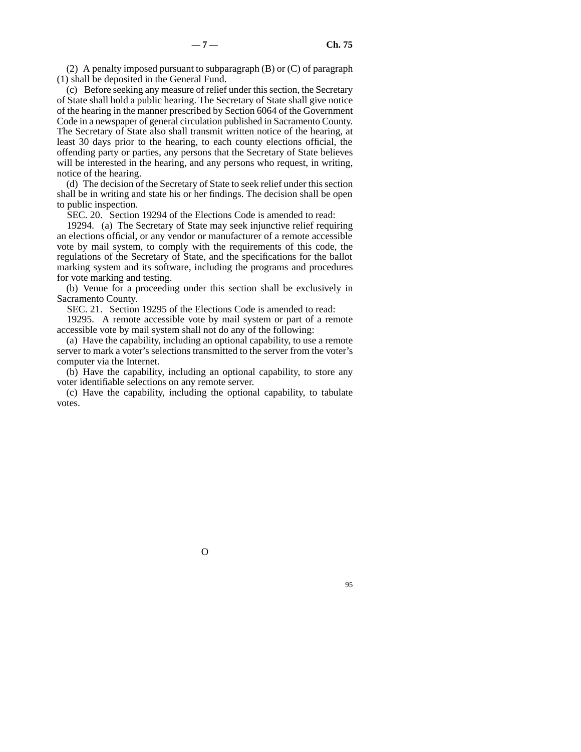(2) A penalty imposed pursuant to subparagraph (B) or (C) of paragraph (1) shall be deposited in the General Fund.

(c) Before seeking any measure of relief under this section, the Secretary of State shall hold a public hearing. The Secretary of State shall give notice of the hearing in the manner prescribed by Section 6064 of the Government Code in a newspaper of general circulation published in Sacramento County. The Secretary of State also shall transmit written notice of the hearing, at least 30 days prior to the hearing, to each county elections official, the offending party or parties, any persons that the Secretary of State believes will be interested in the hearing, and any persons who request, in writing, notice of the hearing.

(d) The decision of the Secretary of State to seek relief under this section shall be in writing and state his or her findings. The decision shall be open to public inspection.

SEC. 20. Section 19294 of the Elections Code is amended to read:

19294. (a) The Secretary of State may seek injunctive relief requiring an elections official, or any vendor or manufacturer of a remote accessible vote by mail system, to comply with the requirements of this code, the regulations of the Secretary of State, and the specifications for the ballot marking system and its software, including the programs and procedures for vote marking and testing.

(b) Venue for a proceeding under this section shall be exclusively in Sacramento County.

SEC. 21. Section 19295 of the Elections Code is amended to read:

19295. A remote accessible vote by mail system or part of a remote accessible vote by mail system shall not do any of the following:

(a) Have the capability, including an optional capability, to use a remote server to mark a voter's selections transmitted to the server from the voter's computer via the Internet.

(b) Have the capability, including an optional capability, to store any voter identifiable selections on any remote server.

(c) Have the capability, including the optional capability, to tabulate votes.

O